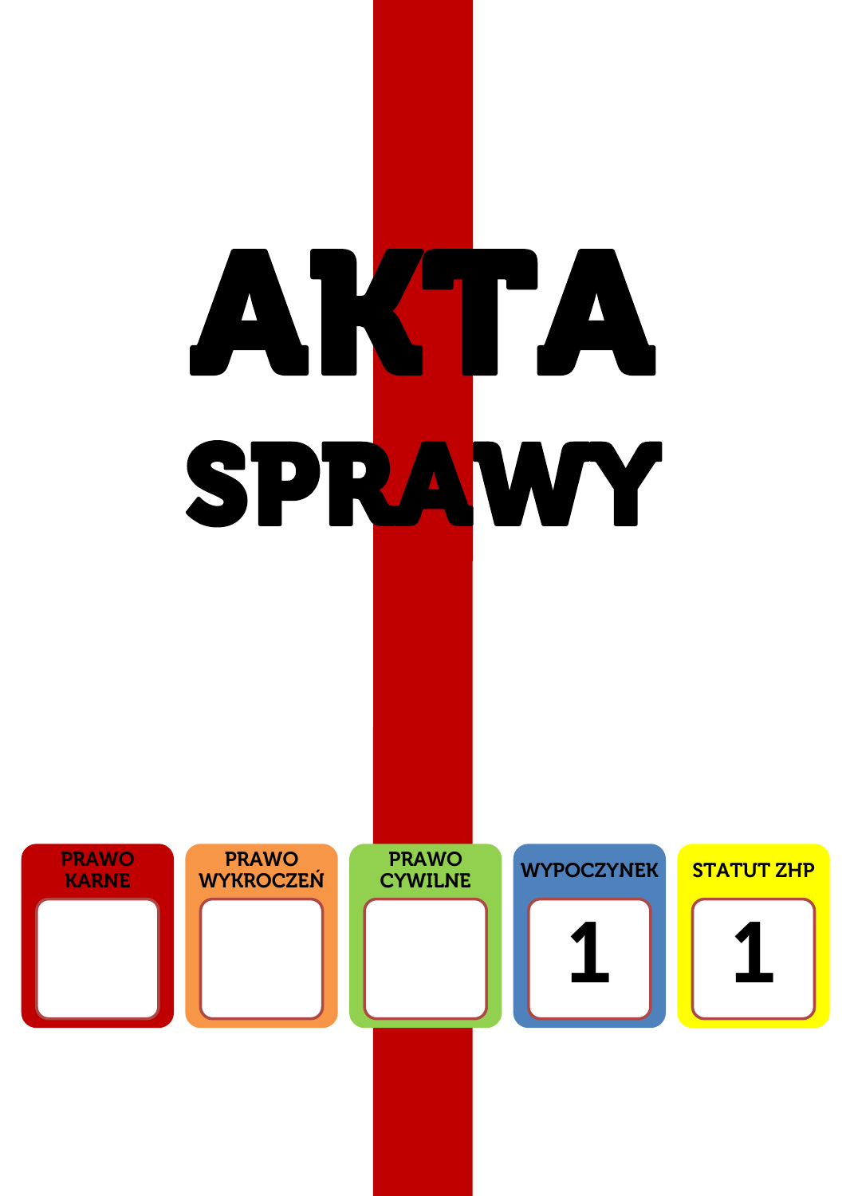# AKTA SPRAWY

| PRAWO KARNE | PRAWO WYKROCZEŃ | PRAWO CYWILNE | WYPOCZYNEK | STATUT ZHP |
|---|---|---|---|---|
| | | | 1 | 1 |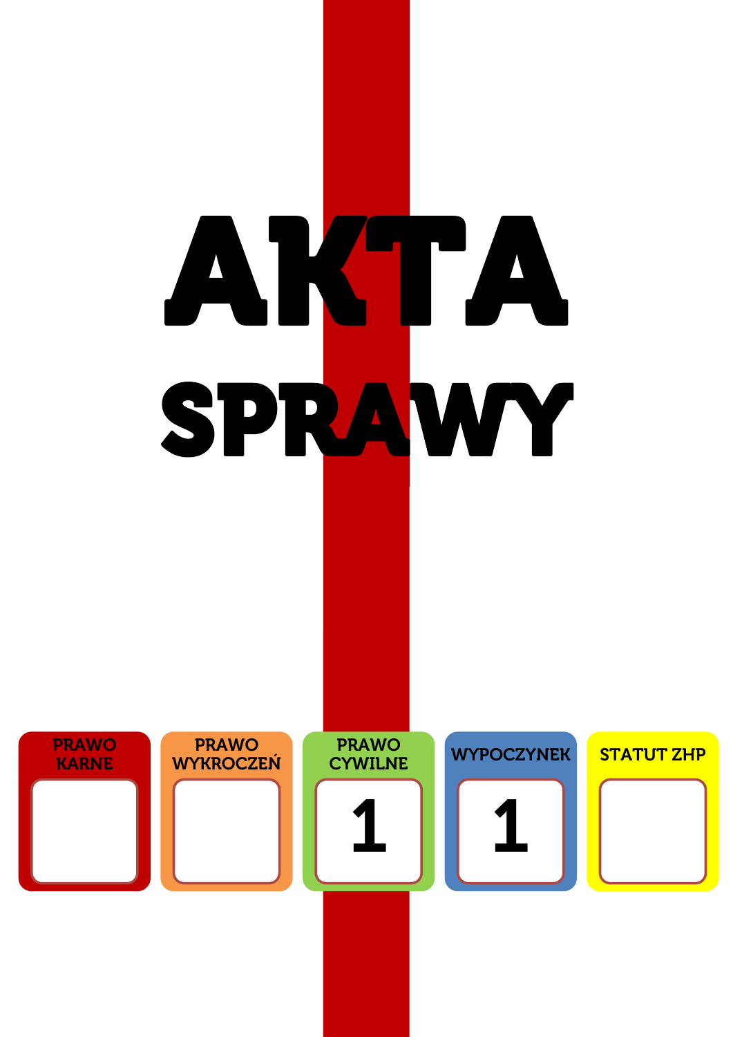# AKTA SPRAWY

| PRAWO KARNE | PRAWO WYKROCZEŃ | PRAWO CYWILNE | WYPOCZYNEK | STATUT ZHP |
| --- | --- | --- | --- | --- |
| | | 1 | 1 | |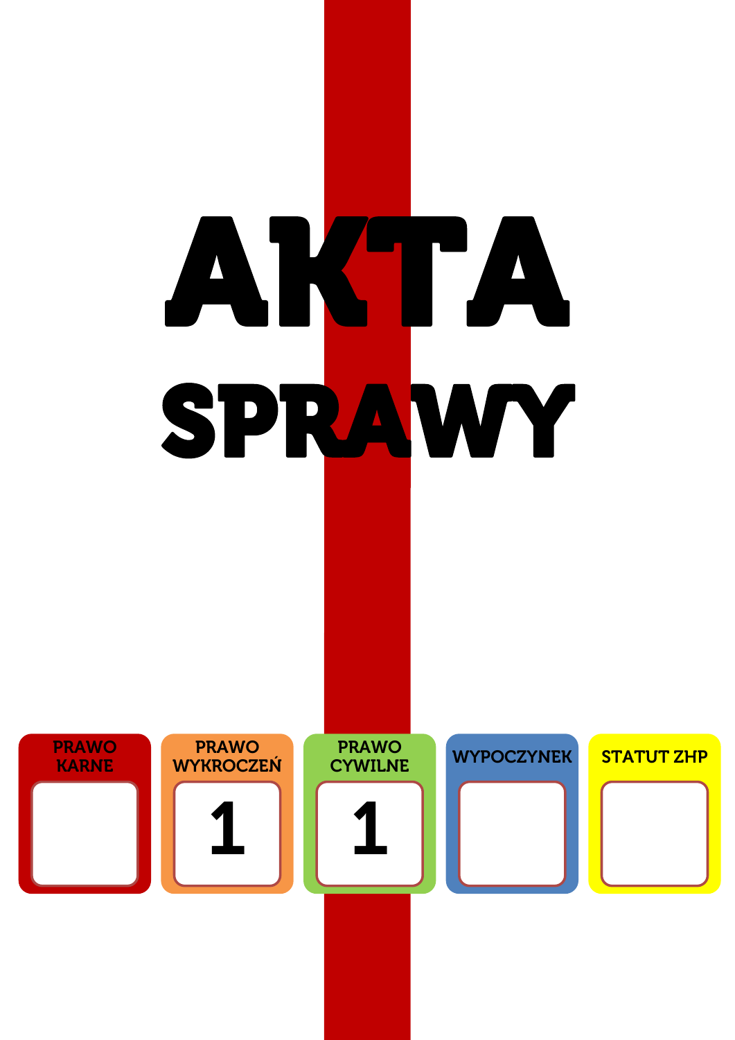# AKTA SPRAWY

| PRAWO KARNE | PRAWO WYKROCZEŃ | PRAWO CYWILNE | WYPOCZYNEK | STATUT ZHP |
| --- | --- | --- | --- | --- |
| | 1 | 1 | | |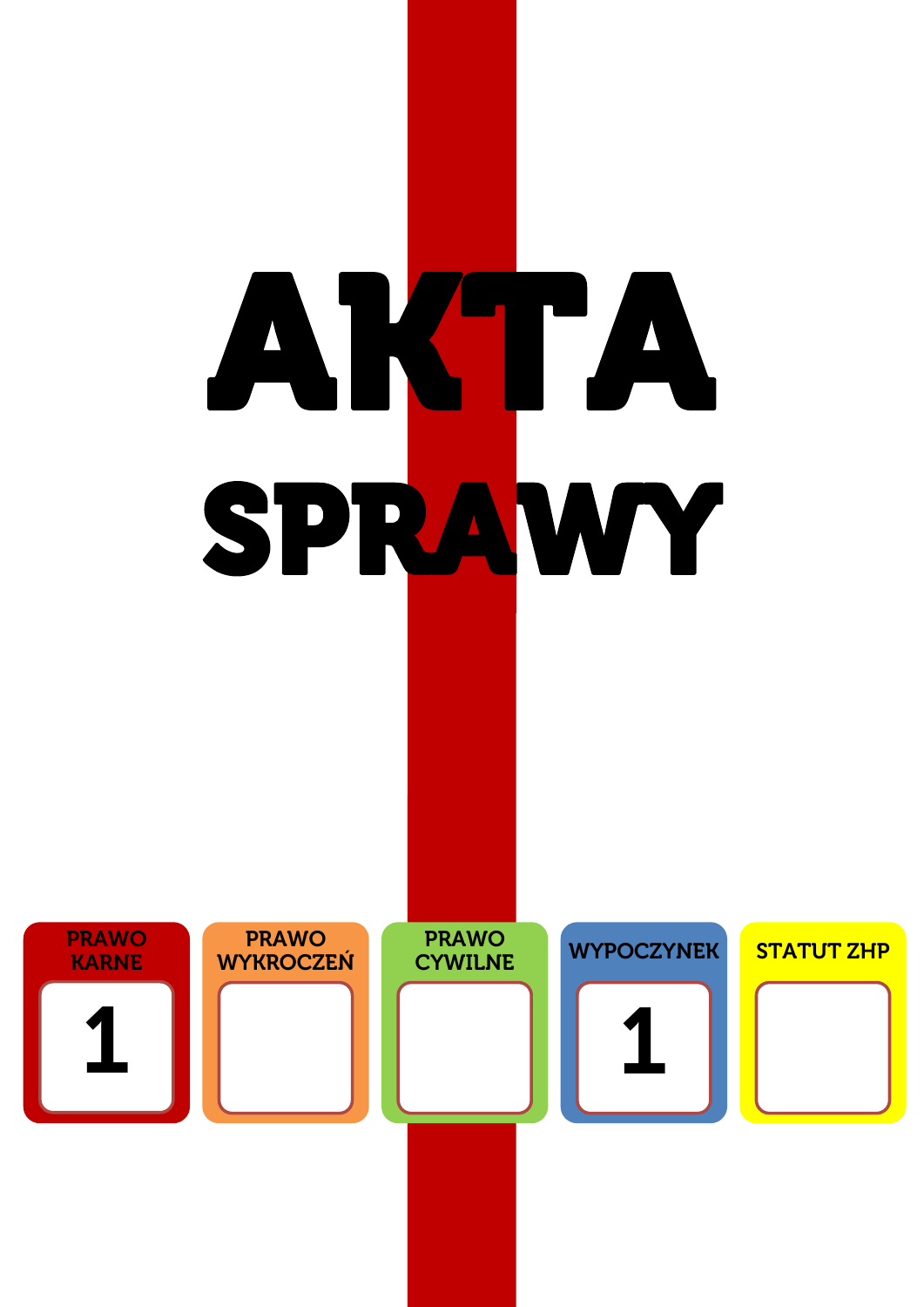# AKTA SPRAWY

| PRAWO KARNE | PRAWO WYKROCZEŃ | PRAWO CYWILNE | WYPOCZYNEK | STATUT ZHP |
| --- | --- | --- | --- | --- |
| 1 | | | 1 | |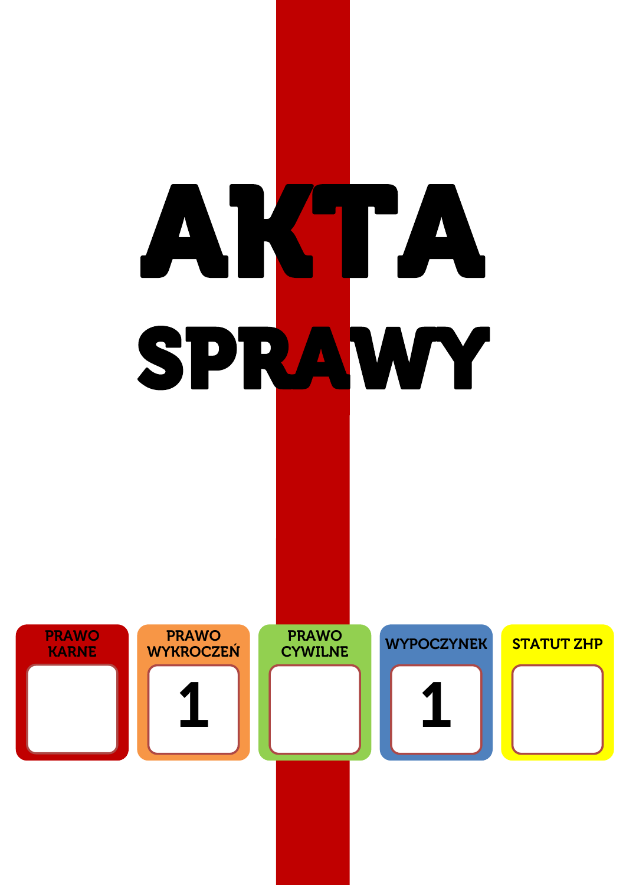# AKTA SPRAWY

| PRAWO KARNE | PRAWO WYKROCZEŃ | PRAWO CYWILNE | WYPOCZYNEK | STATUT ZHP |
|---|---|---|---|---|
| | 1 | | 1 | |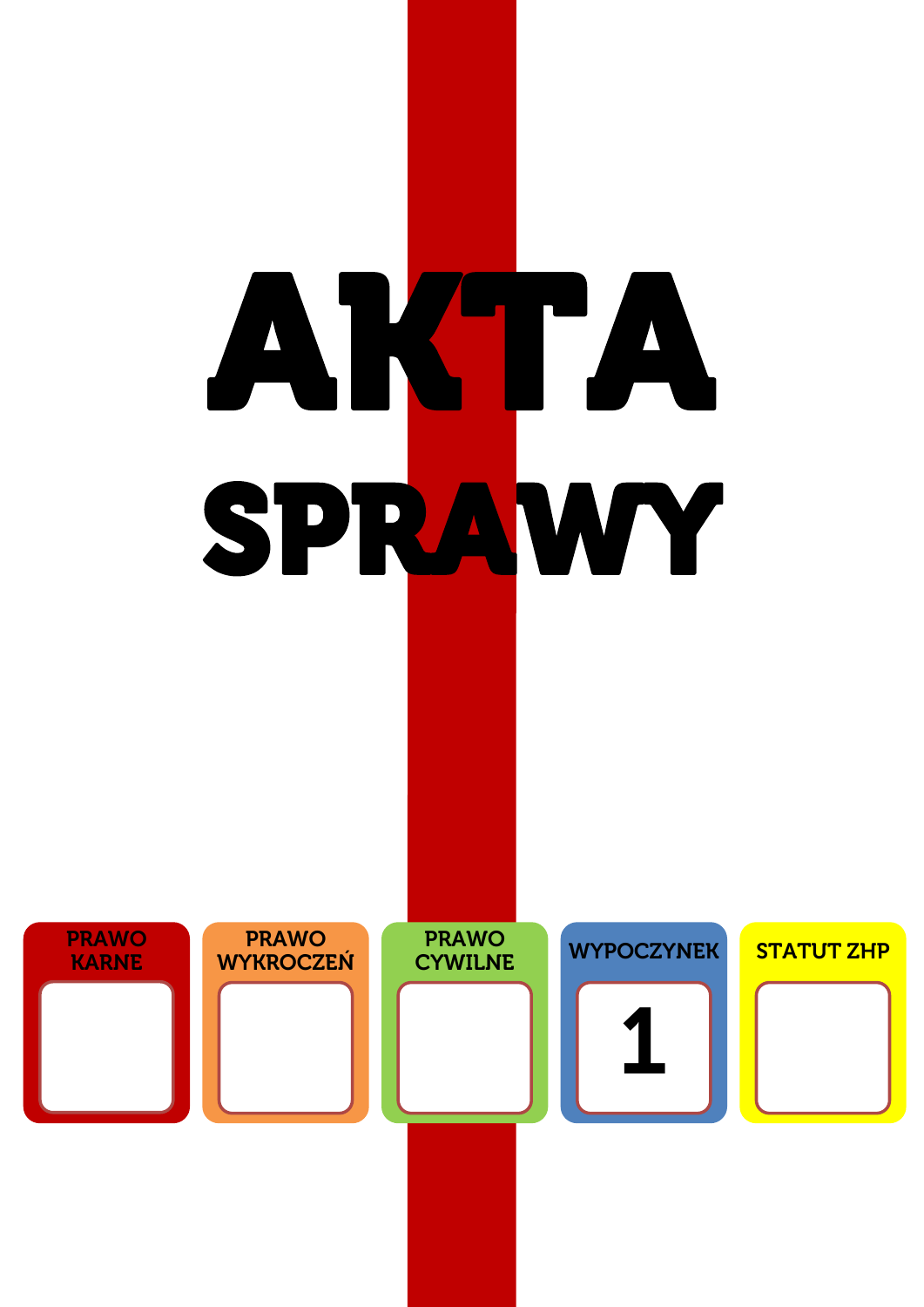# AKTA

# SPRAWY

| PRAWO KARNE | PRAWO WYKROCZEŃ | PRAWO CYWILNE | WYPOCZYNEK | STATUT ZHP |
| --- | --- | --- | --- | --- |
| | | | 1 | |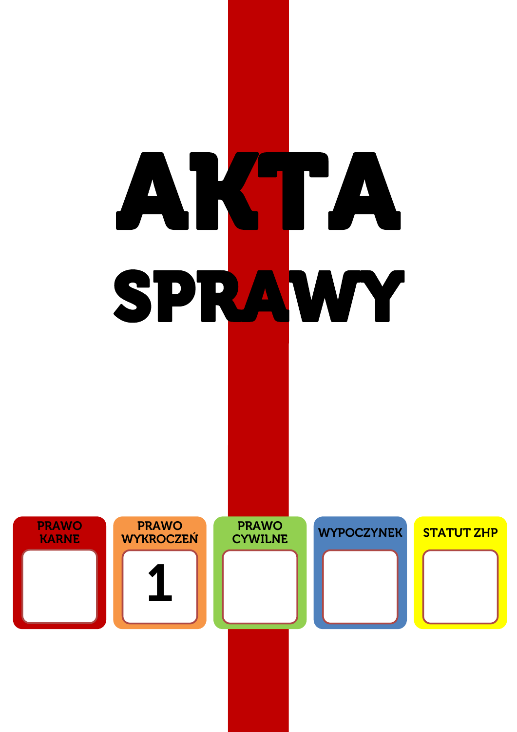# AKTA

# SPRAWY

| PRAWO KARNE | PRAWO WYKROCZEŃ | PRAWO CYWILNE | WYPOCZYNEK | STATUT ZHP |
|---|---|---|---|---|
| | 1 | | | |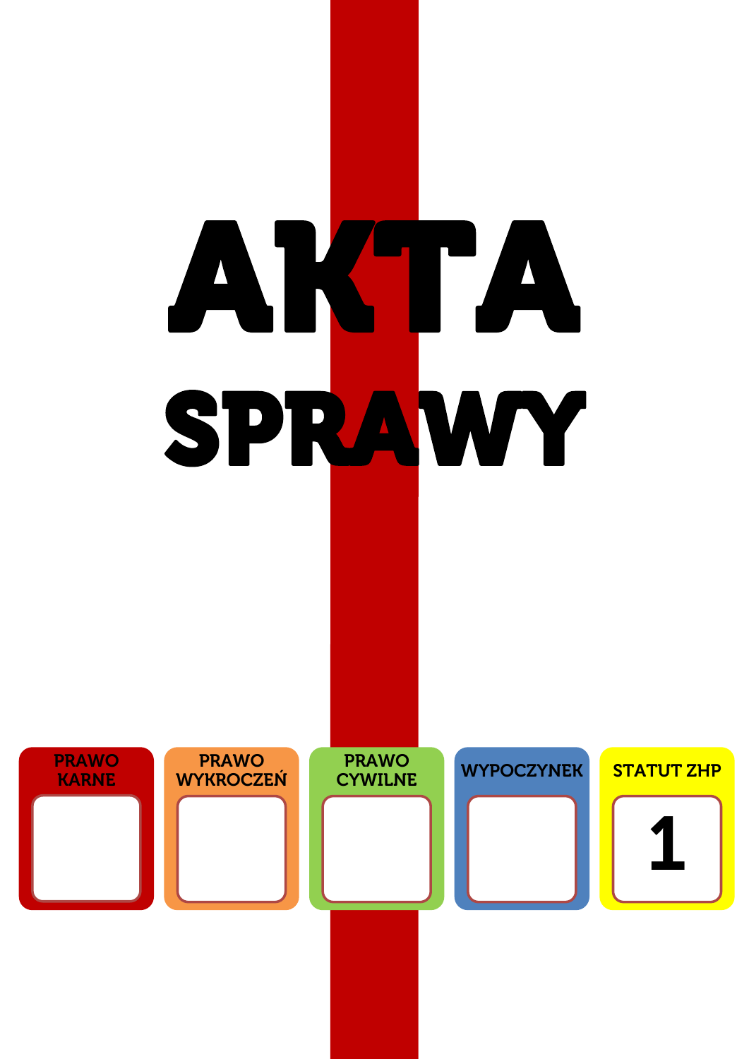# AKTA SPRAWY

| PRAWO KARNE | PRAWO WYKROCZEŃ | PRAWO CYWILNE | WYPOCZYNEK | STATUT ZHP |
|---|---|---|---|---|
| | | | | 1 |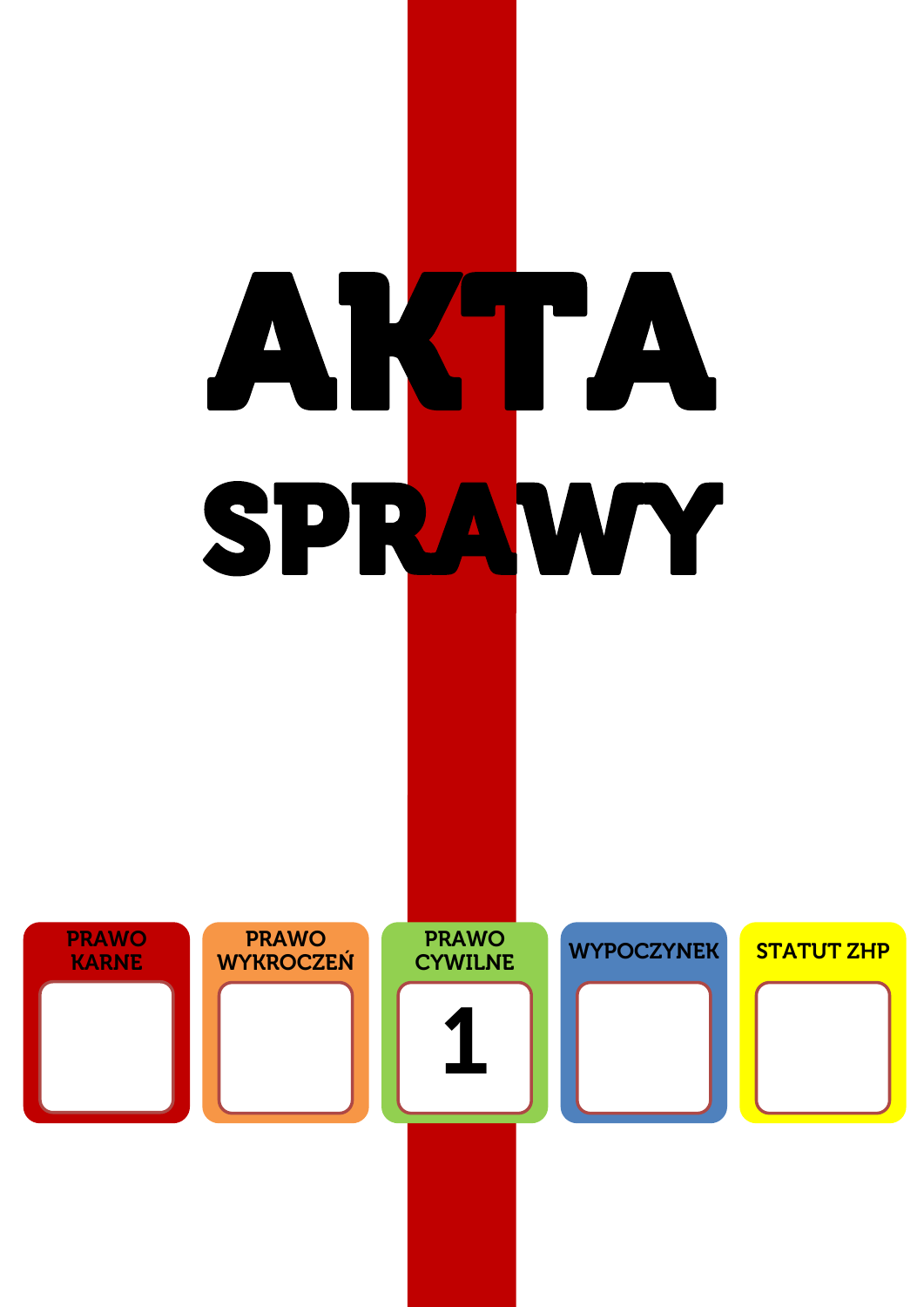# AKTA SPRAWY

| PRAWO KARNE | PRAWO WYKROCZEŃ | PRAWO CYWILNE | WYPOCZYNEK | STATUT ZHP |
|---|---|---|---|---|
| | | 1 | | |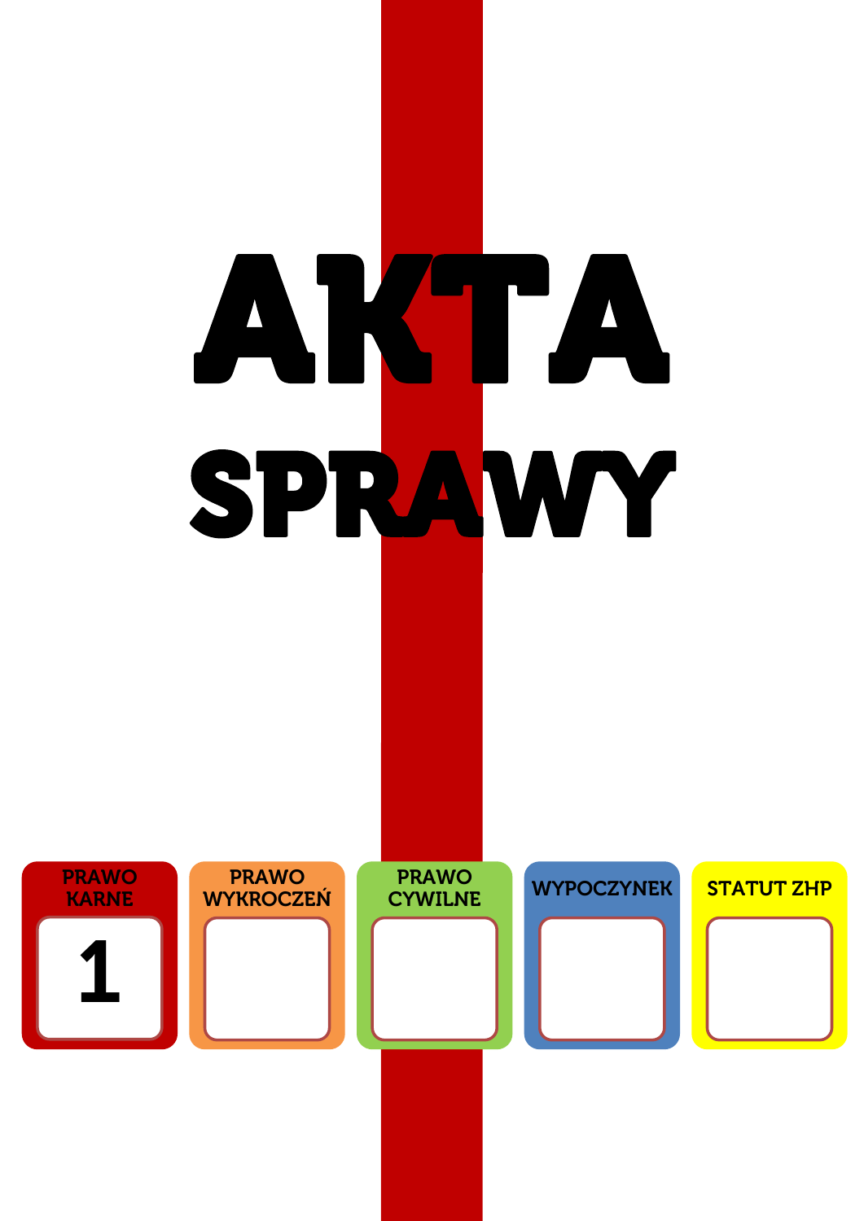# AKTA SPRAWY

| PRAWO KARNE | PRAWO WYKROCZEŃ | PRAWO CYWILNE | WYPOCZYNEK | STATUT ZHP |
|---|---|---|---|---|
| 1 | | | | |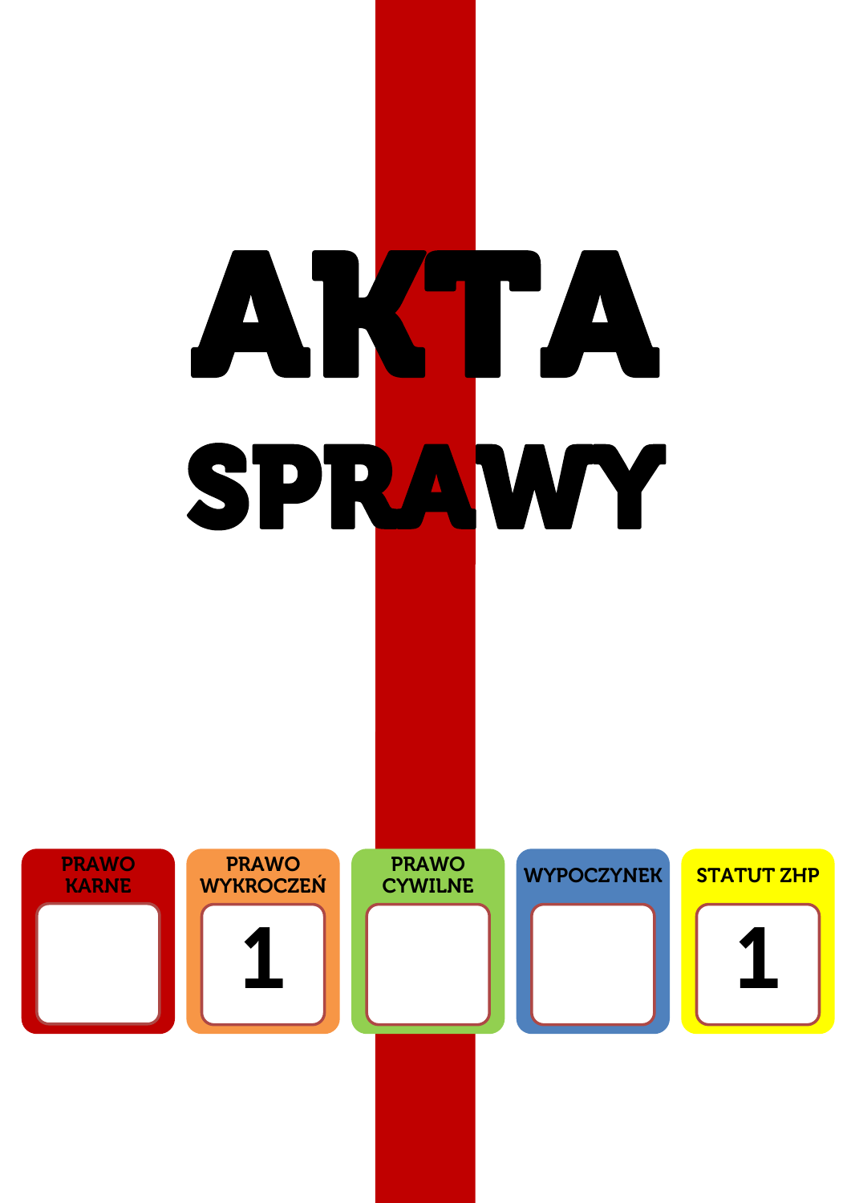# AKTA

# SPRAWY

| PRAWO KARNE | PRAWO WYKROCZEŃ | PRAWO CYWILNE | WYPOCZYNEK | STATUT ZHP |
| --- | --- | --- | --- | --- |
| | 1 | | | 1 |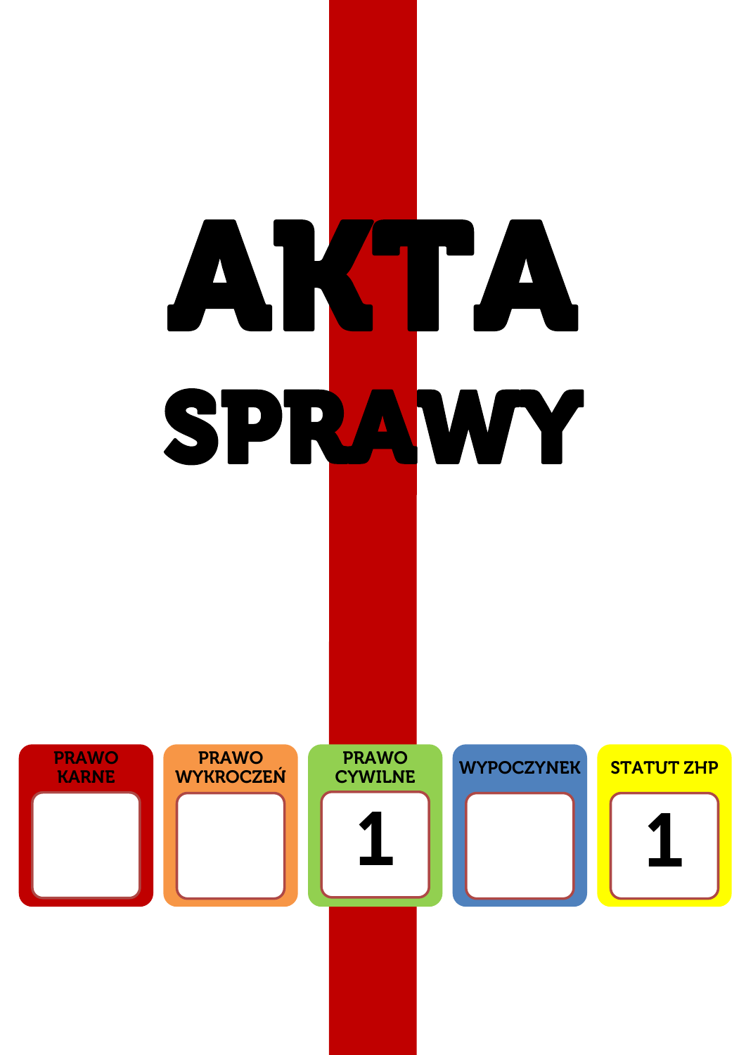# AKTA

# SPRAWY

| PRAWO KARNE | PRAWO WYKROCZEŃ | PRAWO CYWILNE | WYPOCZYNEK | STATUT ZHP |
|---|---|---|---|---|
| | | 1 | | 1 |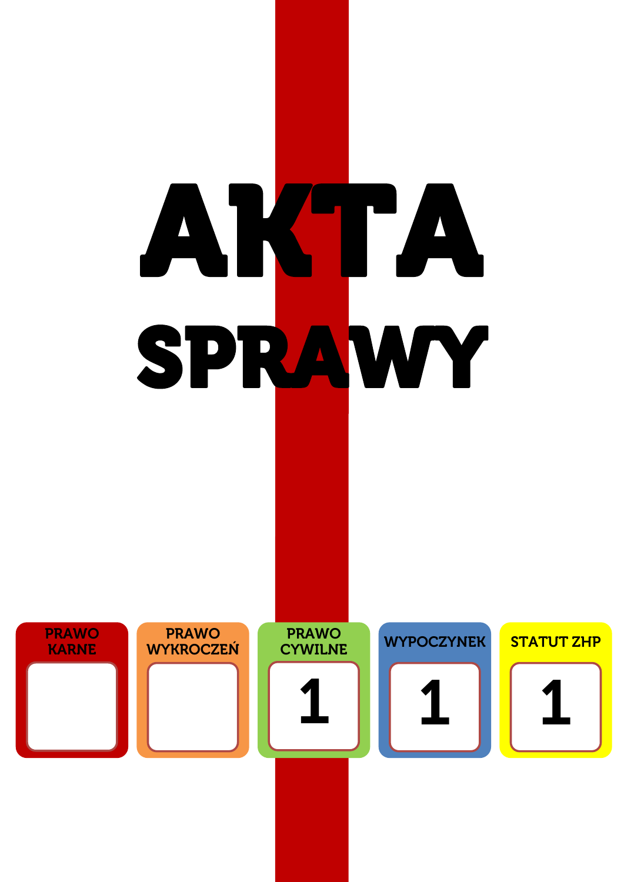# AKTA SPRAWY

| PRAWO KARNE | PRAWO WYKROCZEŃ | PRAWO CYWILNE | WYPOCZYNEK | STATUT ZHP |
|---|---|---|---|---|
| | | 1 | 1 | 1 |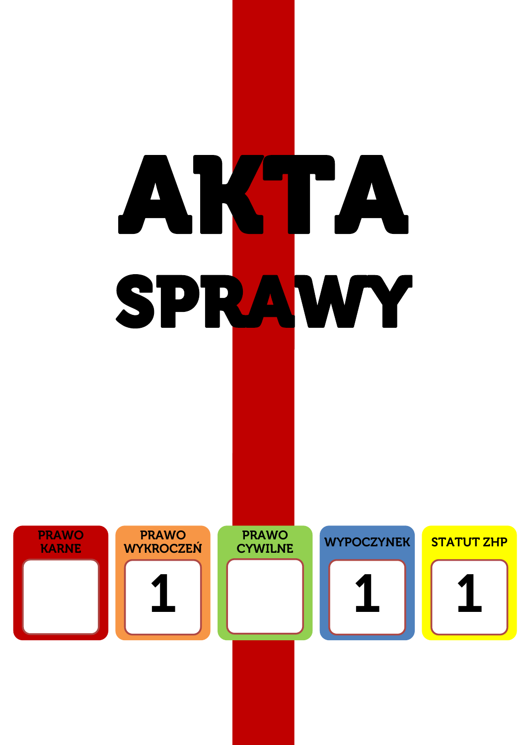# AKTA

# SPRAWY

| PRAWO KARNE | PRAWO WYKROCZEŃ | PRAWO CYWILNE | WYPOCZYNEK | STATUT ZHP |
|---|---|---|---|---|
| | 1 | | 1 | 1 |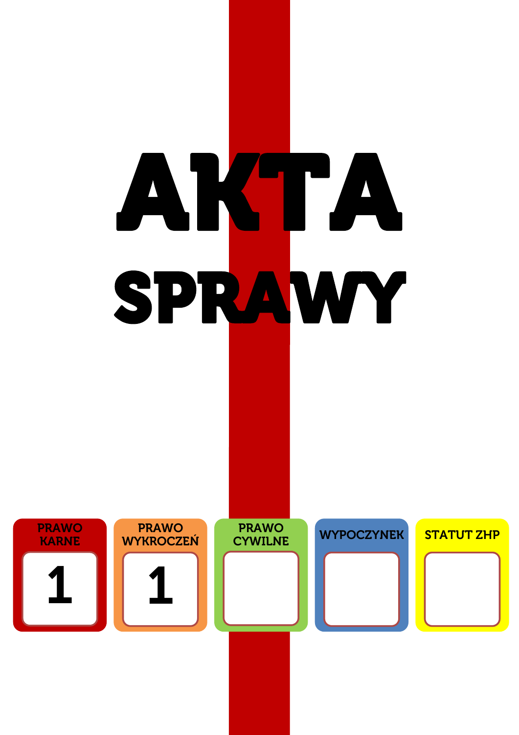# AKTA SPRAWY

| PRAWO KARNE | PRAWO WYKROCZEŃ | PRAWO CYWILNE | WYPOCZYNEK | STATUT ZHP |
| --- | --- | --- | --- | --- |
| 1 | 1 | | | |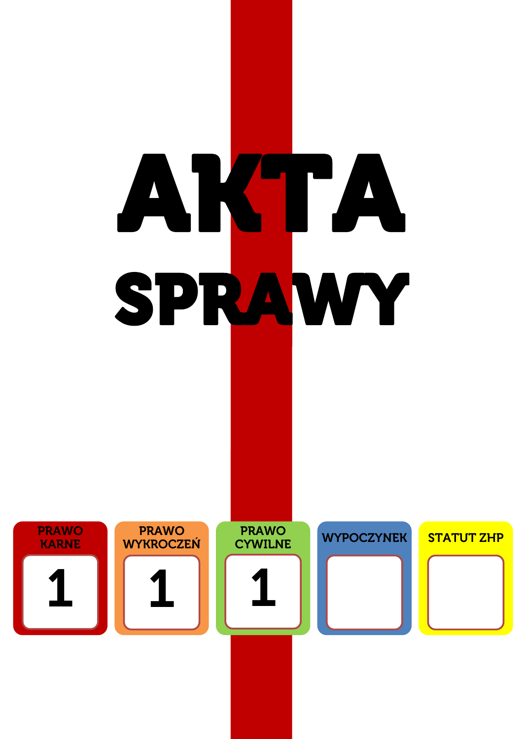# AKTA

# SPRAWY

| PRAWO KARNE | PRAWO WYKROCZEŃ | PRAWO CYWILNE | WYPOCZYNEK | STATUT ZHP |
|---|---|---|---|---|
| 1 | 1 | 1 | | |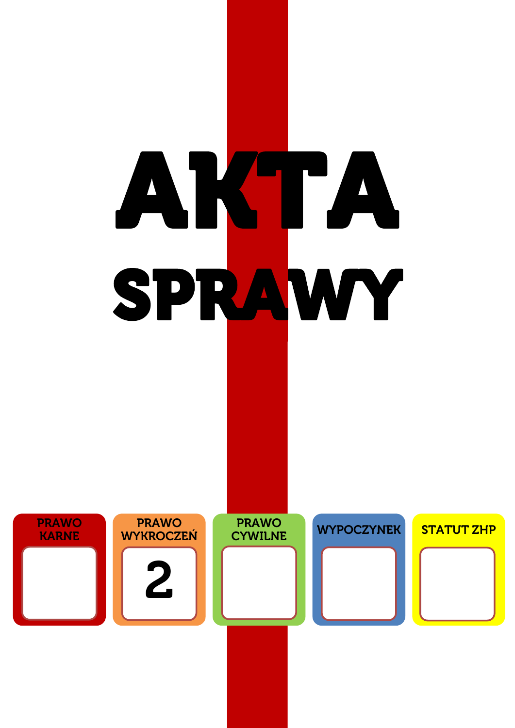# AKTA

# SPRAWY

| PRAWO KARNE | PRAWO WYKROCZEŃ | PRAWO CYWILNE | WYPOCZYNEK | STATUT ZHP |
| --- | --- | --- | --- | --- |
| | 2 | | | |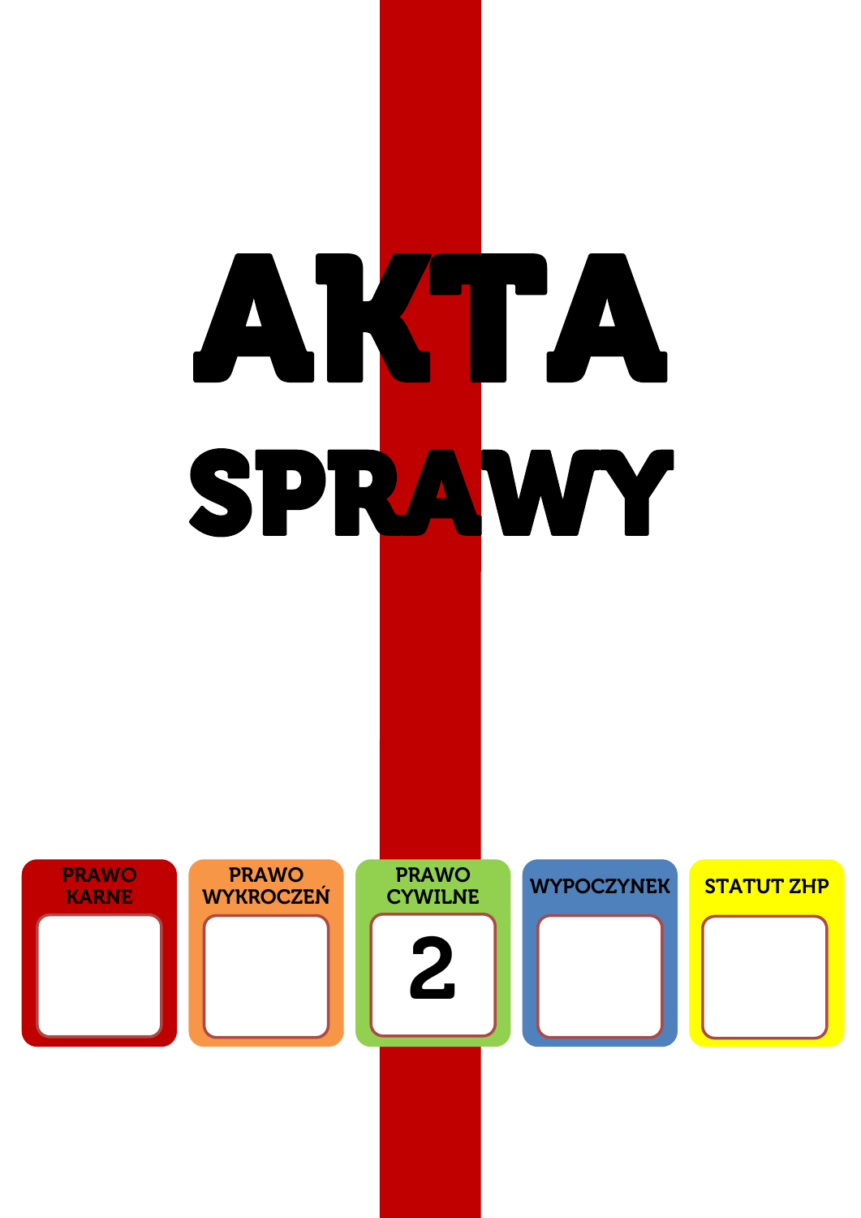# AKTA SPRAWY

| PRAWO KARNE | PRAWO WYKROCZEŃ | PRAWO CYWILNE | WYPOCZYNEK | STATUT ZHP |
| --- | --- | --- | --- | --- |
| | | 2 | | |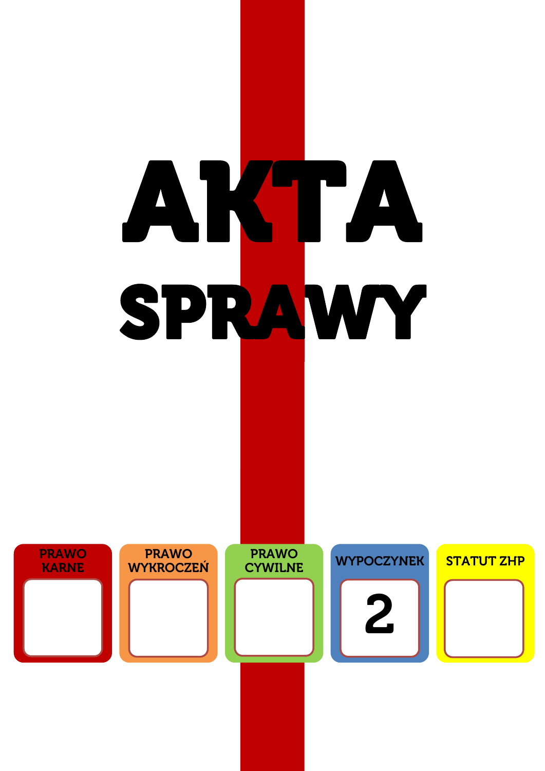# AKTA SPRAWY

| PRAWO KARNE | PRAWO WYKROCZEŃ | PRAWO CYWILNE | WYPOCZYNEK | STATUT ZHP |
|---|---|---|---|---|
| | | | 2 | |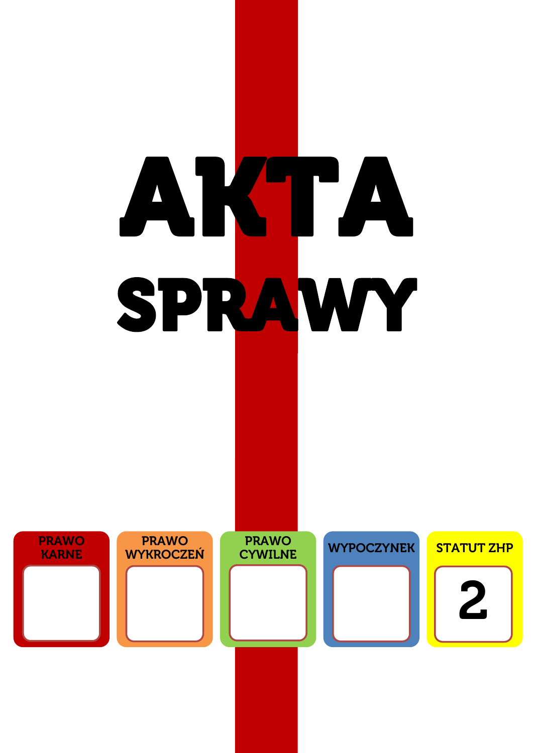# AKTA SPRAWY

| PRAWO KARNE | PRAWO WYKROCZEŃ | PRAWO CYWILNE | WYPOCZYNEK | STATUT ZHP |
|---|---|---|---|---|
| | | | | 2 |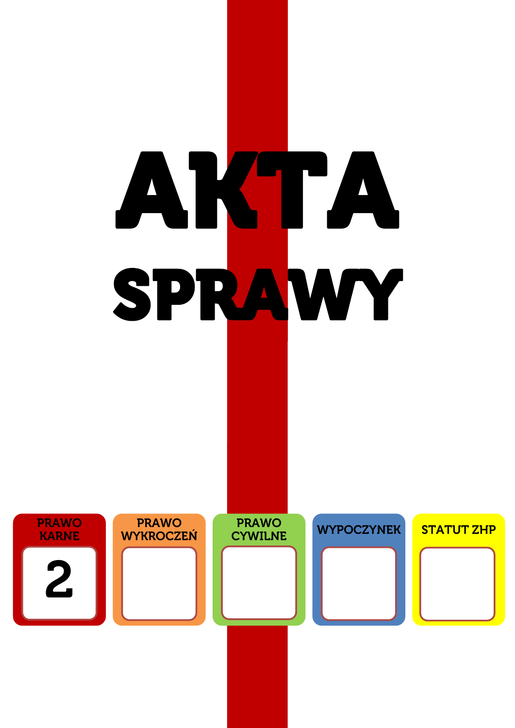# AKTA

# SPRAWY

| PRAWO KARNE | PRAWO WYKROCZEŃ | PRAWO CYWILNE | WYPOCZYNEK | STATUT ZHP |
|---|---|---|---|---|
| 2 | | | | |